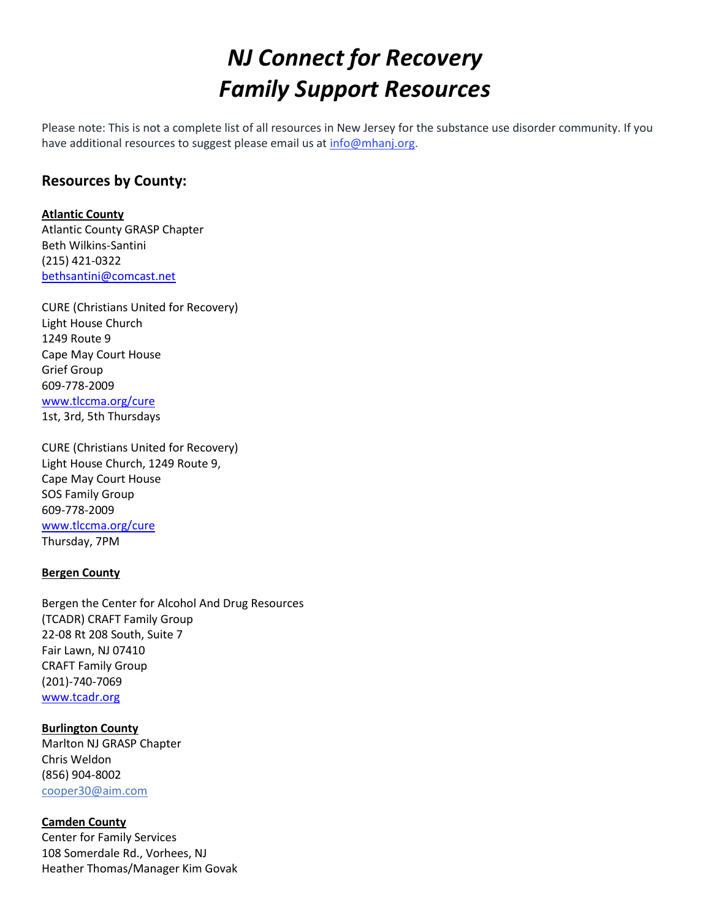# *NJ Connect for Recovery*
# *Family Support Resources*

Please note: This is not a complete list of all resources in New Jersey for the substance use disorder community. If you have additional resources to suggest please email us at info@mhanj.org.

## Resources by County:

**Atlantic County**
Atlantic County GRASP Chapter
Beth Wilkins-Santini
(215) 421-0322
bethsantini@comcast.net

CURE (Christians United for Recovery)
Light House Church
1249 Route 9
Cape May Court House
Grief Group
609-778-2009
www.tlccma.org/cure
1st, 3rd, 5th Thursdays

CURE (Christians United for Recovery)
Light House Church, 1249 Route 9,
Cape May Court House
SOS Family Group
609-778-2009
www.tlccma.org/cure
Thursday, 7PM

**Bergen County**

Bergen the Center for Alcohol And Drug Resources
(TCADR) CRAFT Family Group
22-08 Rt 208 South, Suite 7
Fair Lawn, NJ 07410
CRAFT Family Group
(201)-740-7069
www.tcadr.org

**Burlington County**
Marlton NJ GRASP Chapter
Chris Weldon
(856) 904-8002
cooper30@aim.com

**Camden County**
Center for Family Services
108 Somerdale Rd., Vorhees, NJ
Heather Thomas/Manager Kim Govak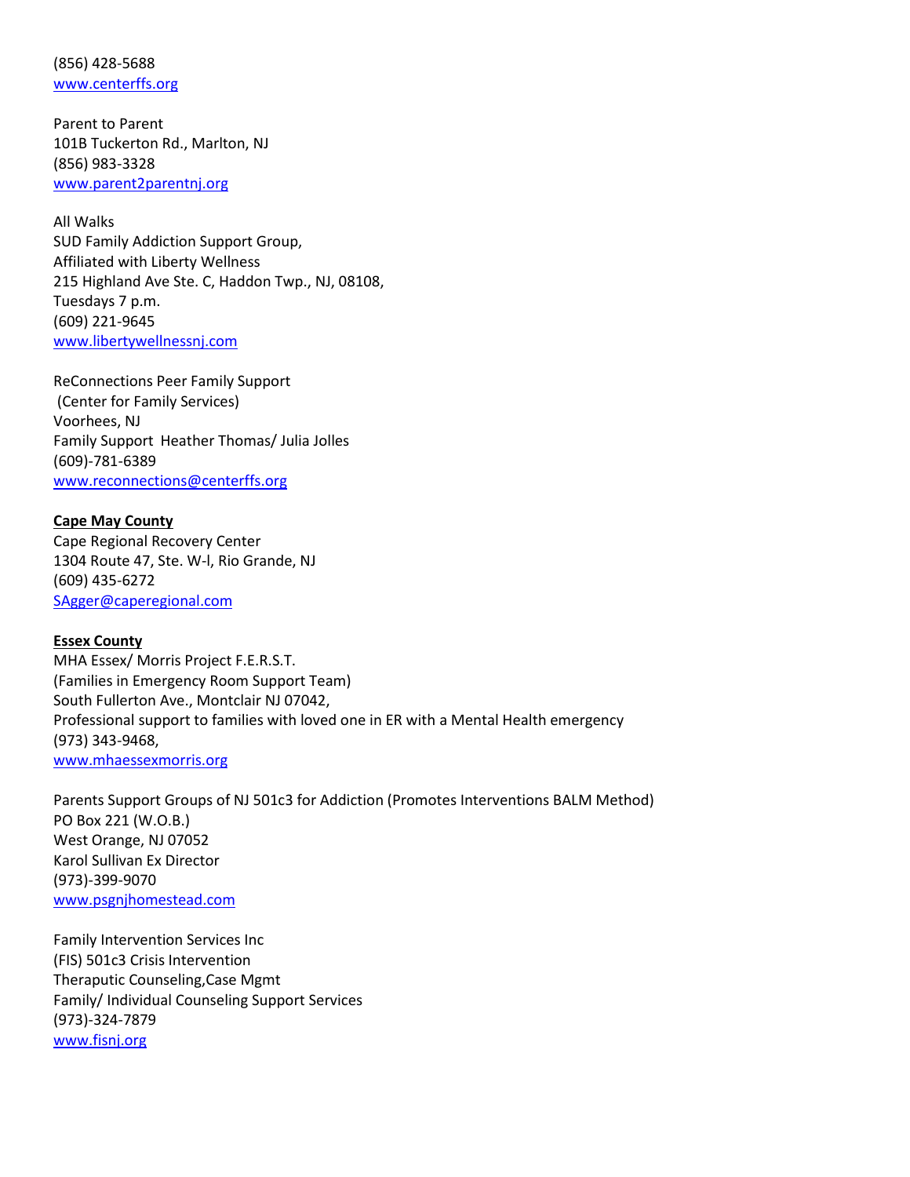(856) 428-5688
www.centerffs.org

Parent to Parent
101B Tuckerton Rd., Marlton, NJ
(856) 983-3328
www.parent2parentnj.org

All Walks
SUD Family Addiction Support Group,
Affiliated with Liberty Wellness
215 Highland Ave Ste. C, Haddon Twp., NJ, 08108,
Tuesdays 7 p.m.
(609) 221-9645
www.libertywellnessnj.com

ReConnections Peer Family Support
(Center for Family Services)
Voorhees, NJ
Family Support Heather Thomas/ Julia Jolles
(609)-781-6389
www.reconnections@centerffs.org

**Cape May County**

Cape Regional Recovery Center
1304 Route 47, Ste. W-l, Rio Grande, NJ
(609) 435-6272
SAgger@caperegional.com

**Essex County**

MHA Essex/ Morris Project F.E.R.S.T.
(Families in Emergency Room Support Team)
South Fullerton Ave., Montclair NJ 07042,
Professional support to families with loved one in ER with a Mental Health emergency
(973) 343-9468,
www.mhaessexmorris.org

Parents Support Groups of NJ 501c3 for Addiction (Promotes Interventions BALM Method)
PO Box 221 (W.O.B.)
West Orange, NJ 07052
Karol Sullivan Ex Director
(973)-399-9070
www.psgnjhomestead.com

Family Intervention Services Inc
(FIS) 501c3 Crisis Intervention
Theraputic Counseling,Case Mgmt
Family/ Individual Counseling Support Services
(973)-324-7879
www.fisnj.org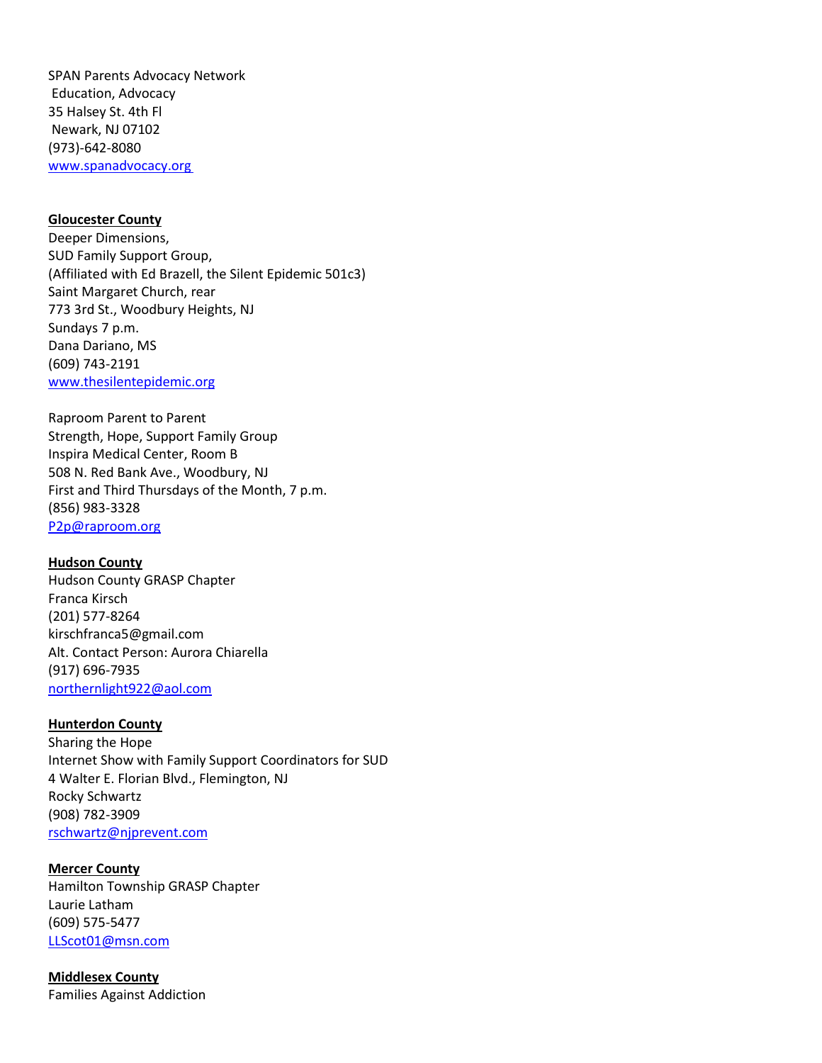SPAN Parents Advocacy Network
Education, Advocacy
35 Halsey St. 4th Fl
Newark, NJ 07102
(973)-642-8080
[www.spanadvocacy.org](http://www.spanadvocacy.org)

**Gloucester County**
Deeper Dimensions,
SUD Family Support Group,
(Affiliated with Ed Brazell, the Silent Epidemic 501c3)
Saint Margaret Church, rear
773 3rd St., Woodbury Heights, NJ
Sundays 7 p.m.
Dana Dariano, MS
(609) 743-2191
[www.thesilentepidemic.org](http://www.thesilentepidemic.org)

Raproom Parent to Parent
Strength, Hope, Support Family Group
Inspira Medical Center, Room B
508 N. Red Bank Ave., Woodbury, NJ
First and Third Thursdays of the Month, 7 p.m.
(856) 983-3328
[P2p@raproom.org](mailto:P2p@raproom.org)

**Hudson County**
Hudson County GRASP Chapter
Franca Kirsch
(201) 577-8264
kirschfranca5@gmail.com
Alt. Contact Person: Aurora Chiarella
(917) 696-7935
[northernlight922@aol.com](mailto:northernlight922@aol.com)

**Hunterdon County**
Sharing the Hope
Internet Show with Family Support Coordinators for SUD
4 Walter E. Florian Blvd., Flemington, NJ
Rocky Schwartz
(908) 782-3909
[rschwartz@njprevent.com](mailto:rschwartz@njprevent.com)

**Mercer County**
Hamilton Township GRASP Chapter
Laurie Latham
(609) 575-5477
[LLScot01@msn.com](mailto:LLScot01@msn.com)

**Middlesex County**
Families Against Addiction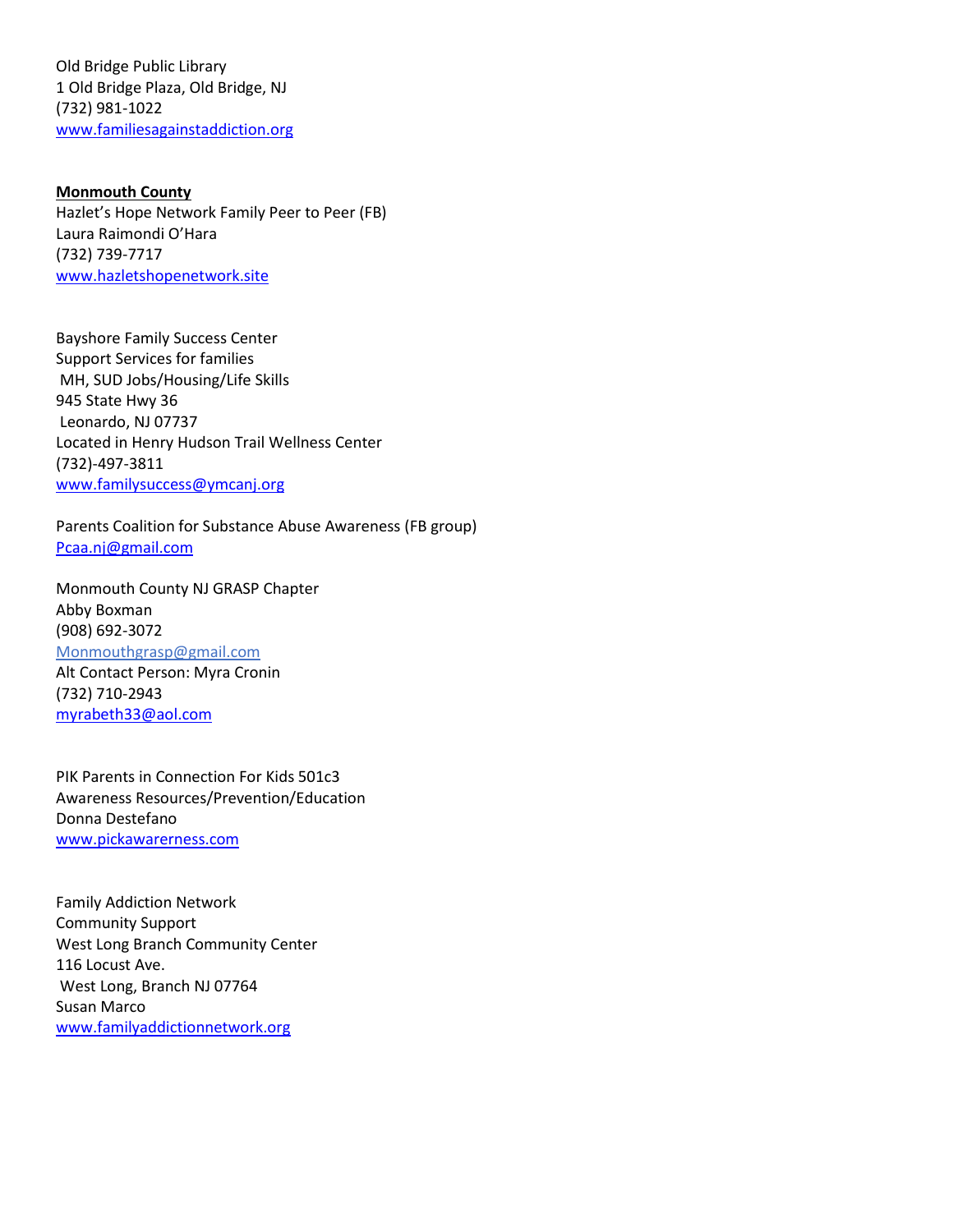Old Bridge Public Library
1 Old Bridge Plaza, Old Bridge, NJ
(732) 981-1022
www.familiesagainstaddiction.org

**Monmouth County**

Hazlet's Hope Network Family Peer to Peer (FB)
Laura Raimondi O'Hara
(732) 739-7717
www.hazletshopenetwork.site

Bayshore Family Success Center
Support Services for families
MH, SUD Jobs/Housing/Life Skills
945 State Hwy 36
Leonardo, NJ 07737
Located in Henry Hudson Trail Wellness Center
(732)-497-3811
www.familysuccess@ymcanj.org

Parents Coalition for Substance Abuse Awareness (FB group)
Pcaa.nj@gmail.com

Monmouth County NJ GRASP Chapter
Abby Boxman
(908) 692-3072
Monmouthgrasp@gmail.com
Alt Contact Person: Myra Cronin
(732) 710-2943
myrabeth33@aol.com

PIK Parents in Connection For Kids 501c3
Awareness Resources/Prevention/Education
Donna Destefano
www.pickawarerness.com

Family Addiction Network
Community Support
West Long Branch Community Center
116 Locust Ave.
West Long, Branch NJ 07764
Susan Marco
www.familyaddictionnetwork.org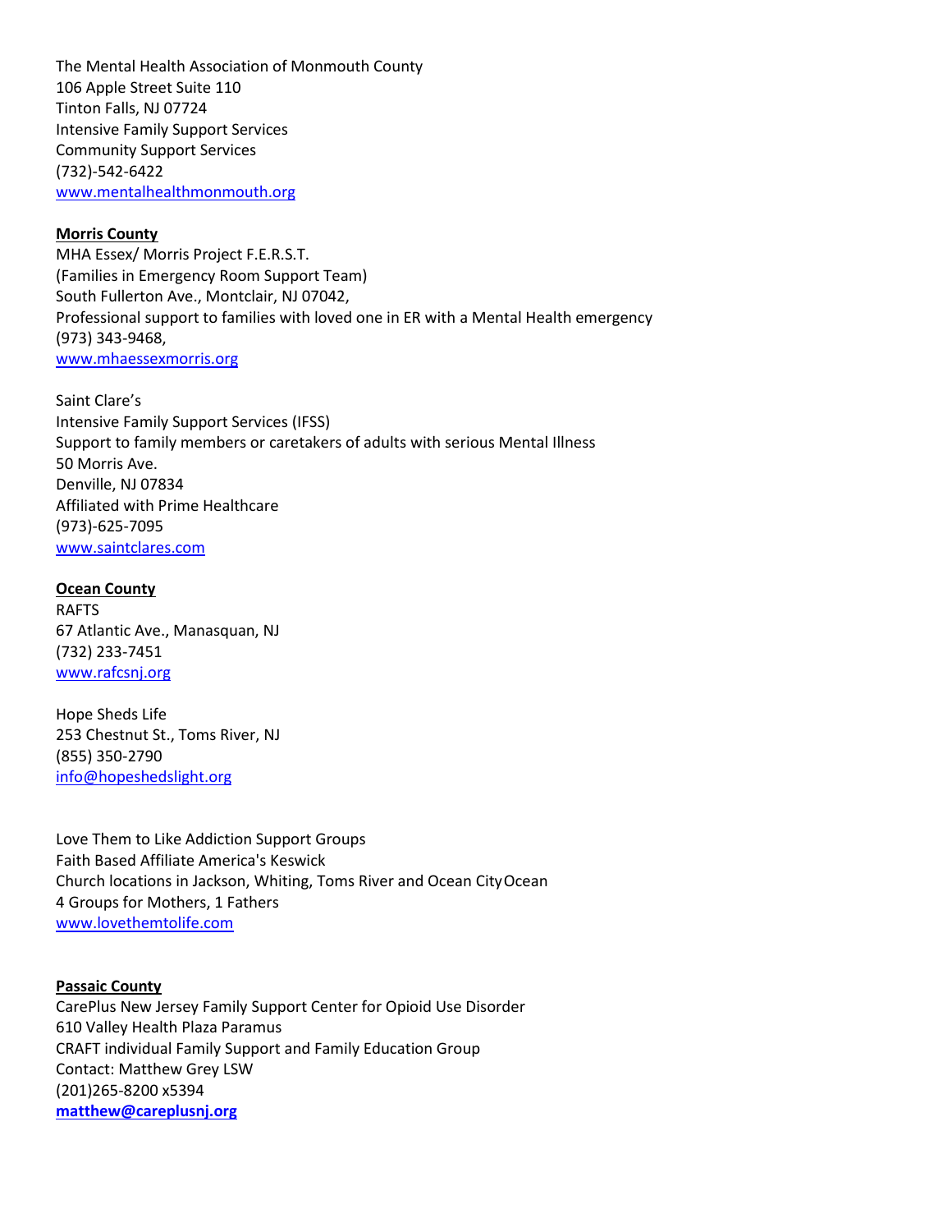The Mental Health Association of Monmouth County
106 Apple Street Suite 110
Tinton Falls, NJ 07724
Intensive Family Support Services
Community Support Services
(732)-542-6422
www.mentalhealthmonmouth.org

**Morris County**

MHA Essex/ Morris Project F.E.R.S.T.
(Families in Emergency Room Support Team)
South Fullerton Ave., Montclair, NJ 07042,
Professional support to families with loved one in ER with a Mental Health emergency
(973) 343-9468,
www.mhaessexmorris.org

Saint Clare's
Intensive Family Support Services (IFSS)
Support to family members or caretakers of adults with serious Mental Illness
50 Morris Ave.
Denville, NJ 07834
Affiliated with Prime Healthcare
(973)-625-7095
www.saintclares.com

**Ocean County**

RAFTS
67 Atlantic Ave., Manasquan, NJ
(732) 233-7451
www.rafcsnj.org

Hope Sheds Life
253 Chestnut St., Toms River, NJ
(855) 350-2790
info@hopeshedslight.org

Love Them to Like Addiction Support Groups
Faith Based Affiliate America's Keswick
Church locations in Jackson, Whiting, Toms River and Ocean City Ocean
4 Groups for Mothers, 1 Fathers
www.lovethemtolife.com

**Passaic County**

CarePlus New Jersey Family Support Center for Opioid Use Disorder
610 Valley Health Plaza Paramus
CRAFT individual Family Support and Family Education Group
Contact: Matthew Grey LSW
(201)265-8200 x5394
**matthew@careplusnj.org**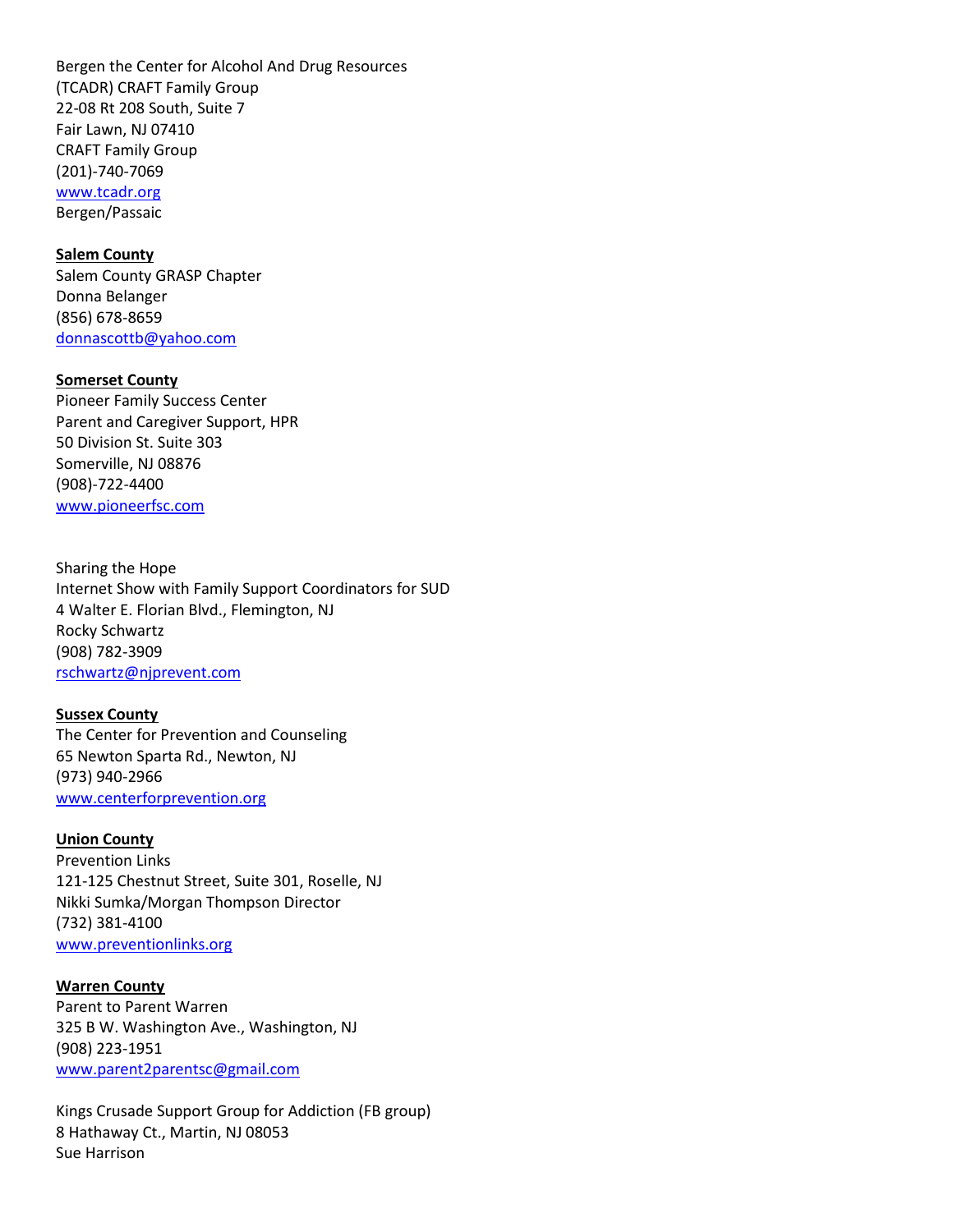Bergen the Center for Alcohol And Drug Resources
(TCADR) CRAFT Family Group
22-08 Rt 208 South, Suite 7
Fair Lawn, NJ 07410
CRAFT Family Group
(201)-740-7069
[www.tcadr.org](http://www.tcadr.org)
Bergen/Passaic

**Salem County**
Salem County GRASP Chapter
Donna Belanger
(856) 678-8659
[donnascottb@yahoo.com](mailto:donnascottb@yahoo.com)

**Somerset County**
Pioneer Family Success Center
Parent and Caregiver Support, HPR
50 Division St. Suite 303
Somerville, NJ 08876
(908)-722-4400
[www.pioneerfsc.com](http://www.pioneerfsc.com)

Sharing the Hope
Internet Show with Family Support Coordinators for SUD
4 Walter E. Florian Blvd., Flemington, NJ
Rocky Schwartz
(908) 782-3909
[rschwartz@njprevent.com](mailto:rschwartz@njprevent.com)

**Sussex County**
The Center for Prevention and Counseling
65 Newton Sparta Rd., Newton, NJ
(973) 940-2966
[www.centerforprevention.org](http://www.centerforprevention.org)

**Union County**
Prevention Links
121-125 Chestnut Street, Suite 301, Roselle, NJ
Nikki Sumka/Morgan Thompson Director
(732) 381-4100
[www.preventionlinks.org](http://www.preventionlinks.org)

**Warren County**
Parent to Parent Warren
325 B W. Washington Ave., Washington, NJ
(908) 223-1951
[www.parent2parentsc@gmail.com](mailto:parent2parentsc@gmail.com)

Kings Crusade Support Group for Addiction (FB group)
8 Hathaway Ct., Martin, NJ 08053
Sue Harrison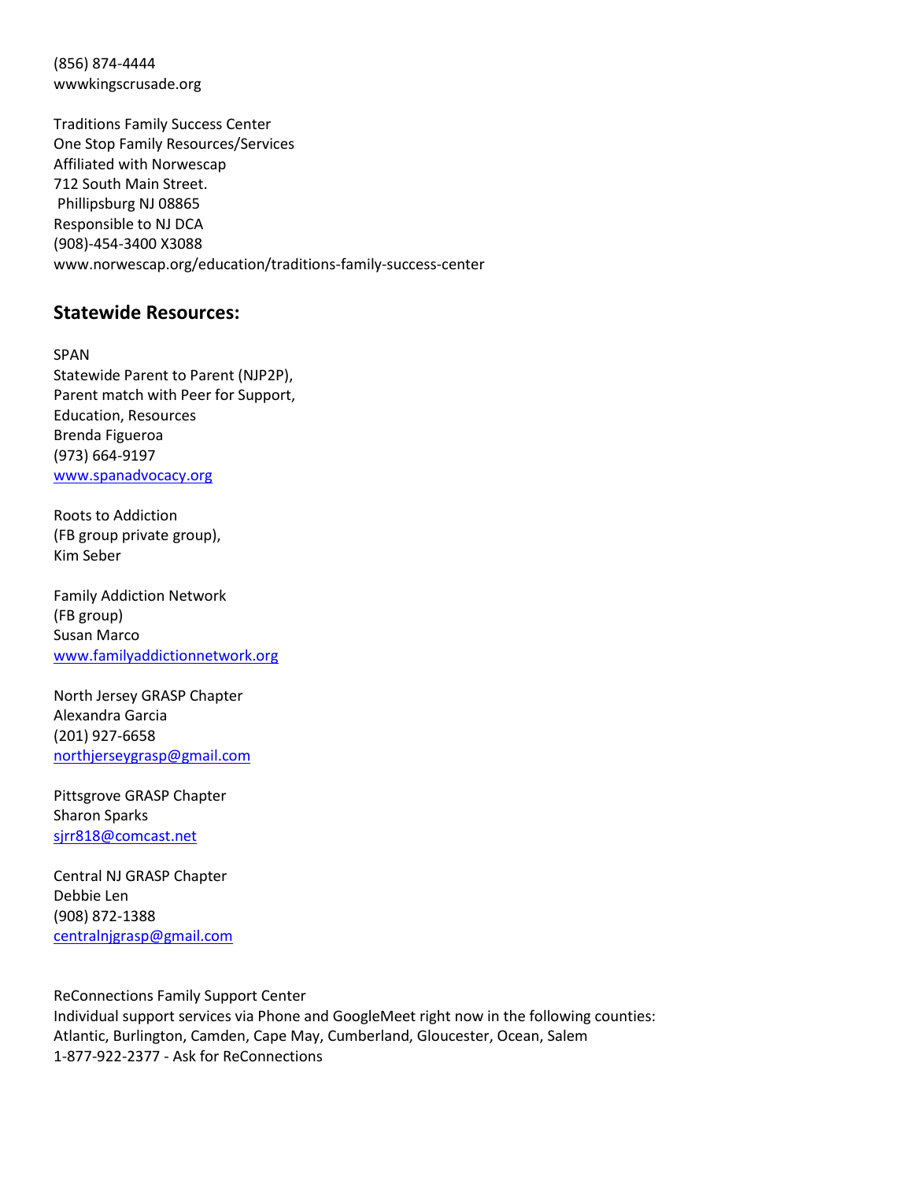(856) 874-4444
wwwkingscrusade.org

Traditions Family Success Center
One Stop Family Resources/Services
Affiliated with Norwescap
712 South Main Street.
Phillipsburg NJ 08865
Responsible to NJ DCA
(908)-454-3400 X3088
www.norwescap.org/education/traditions-family-success-center

## Statewide Resources:

SPAN
Statewide Parent to Parent (NJP2P),
Parent match with Peer for Support,
Education, Resources
Brenda Figueroa
(973) 664-9197
www.spanadvocacy.org

Roots to Addiction
(FB group private group),
Kim Seber

Family Addiction Network
(FB group)
Susan Marco
www.familyaddictionnetwork.org

North Jersey GRASP Chapter
Alexandra Garcia
(201) 927-6658
northjerseygrasp@gmail.com

Pittsgrove GRASP Chapter
Sharon Sparks
sjrr818@comcast.net

Central NJ GRASP Chapter
Debbie Len
(908) 872-1388
centralnjgrasp@gmail.com

ReConnections Family Support Center
Individual support services via Phone and GoogleMeet right now in the following counties:
Atlantic, Burlington, Camden, Cape May, Cumberland, Gloucester, Ocean, Salem
1-877-922-2377 - Ask for ReConnections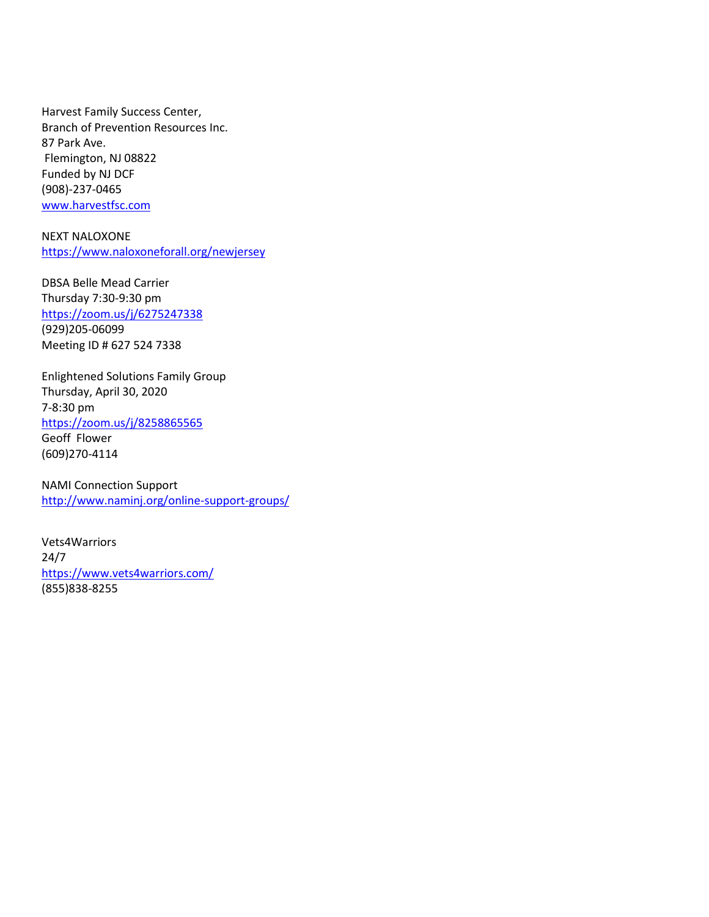Harvest Family Success Center,
Branch of Prevention Resources Inc.
87 Park Ave.
Flemington, NJ 08822
Funded by NJ DCF
(908)-237-0465
www.harvestfsc.com

NEXT NALOXONE
https://www.naloxoneforall.org/newjersey

DBSA Belle Mead Carrier
Thursday 7:30-9:30 pm
https://zoom.us/j/6275247338
(929)205-06099
Meeting ID # 627 524 7338

Enlightened Solutions Family Group
Thursday, April 30, 2020
7-8:30 pm
https://zoom.us/j/8258865565
Geoff Flower
(609)270-4114

NAMI Connection Support
http://www.naminj.org/online-support-groups/

Vets4Warriors
24/7
https://www.vets4warriors.com/
(855)838-8255